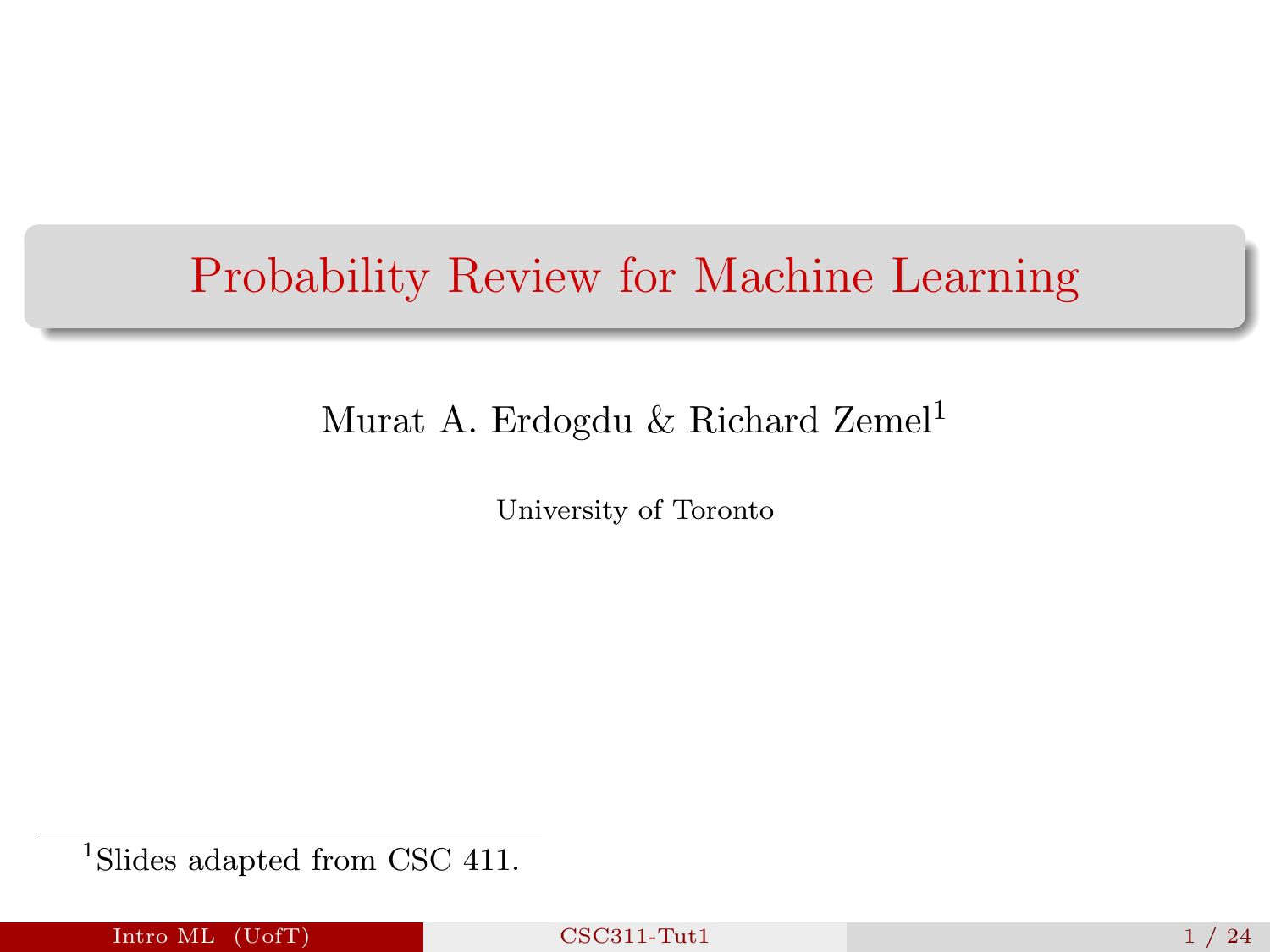# Probability Review for Machine Learning

Murat A. Erdogdu & Richard Zemel[1]

University of Toronto

[1] Slides adapted from CSC 411.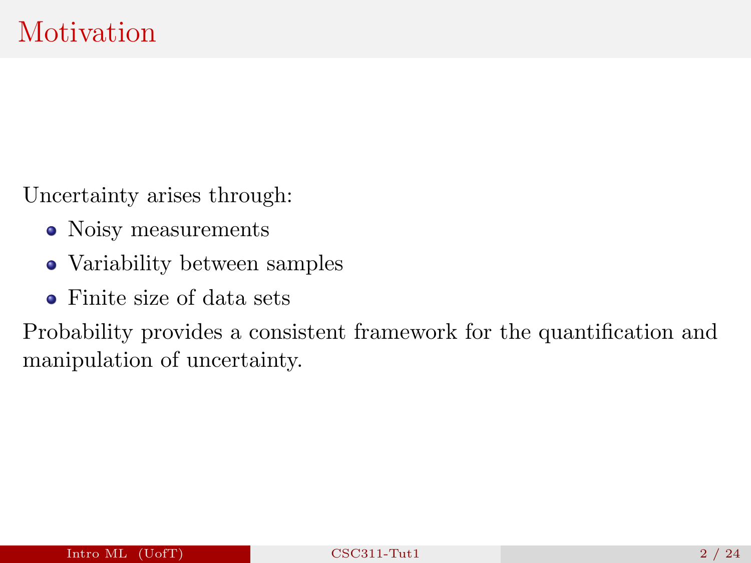# Motivation

Uncertainty arises through:

- Noisy measurements
- Variability between samples
- Finite size of data sets

Probability provides a consistent framework for the quantification and manipulation of uncertainty.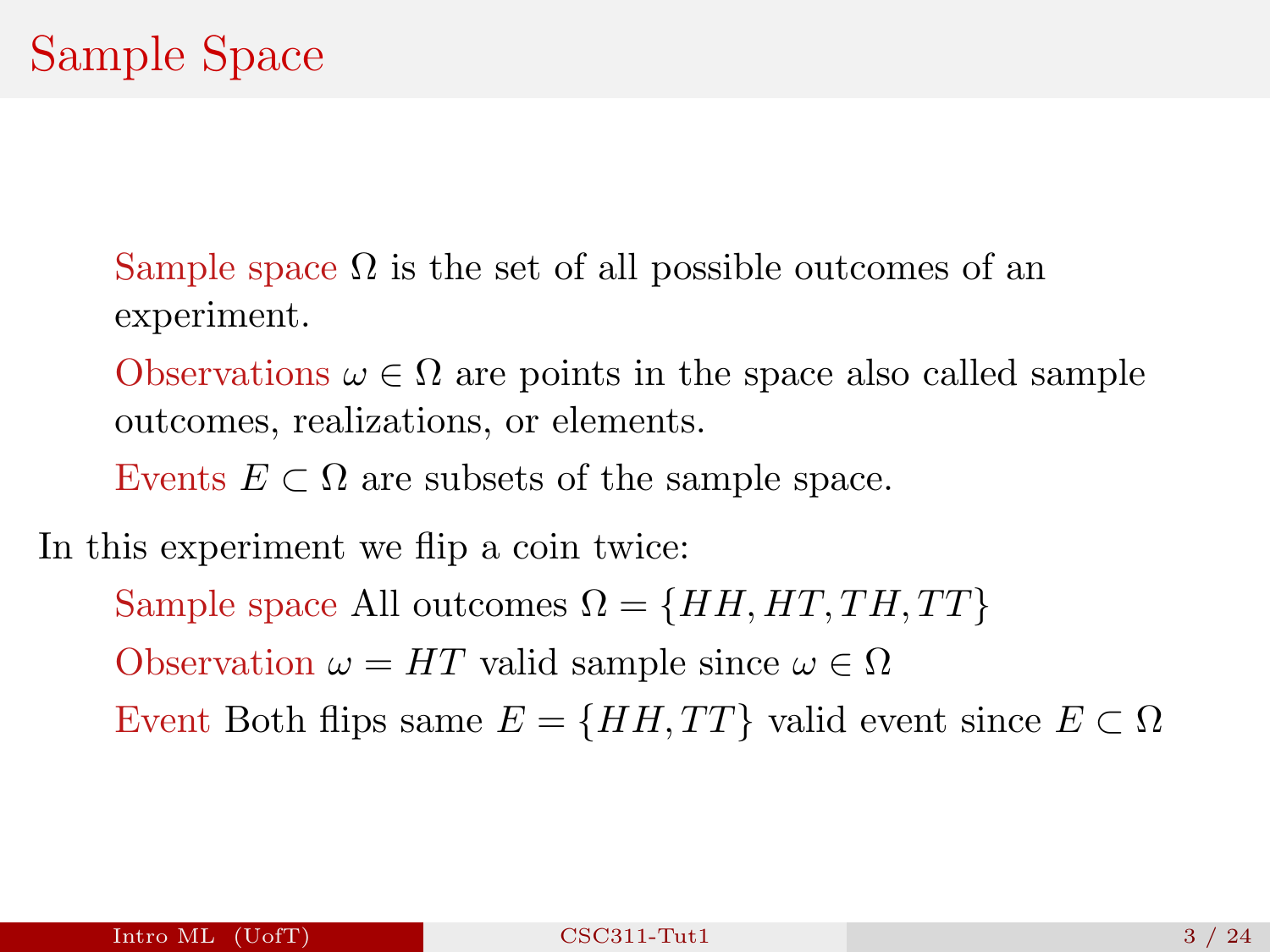# Sample Space

- **Sample space** $\Omega$ is the set of all possible outcomes of an experiment.
- **Observations** $\omega \in \Omega$ are points in the space also called sample outcomes, realizations, or elements.
- **Events** $E \subset \Omega$ are subsets of the sample space.

In this experiment we flip a coin twice:

- **Sample space** All outcomes $\Omega = \{HH, HT, TH, TT\}$
- **Observation** $\omega = HT$ valid sample since $\omega \in \Omega$
- **Event** Both flips same $E = \{HH, TT\}$ valid event since $E \subset \Omega$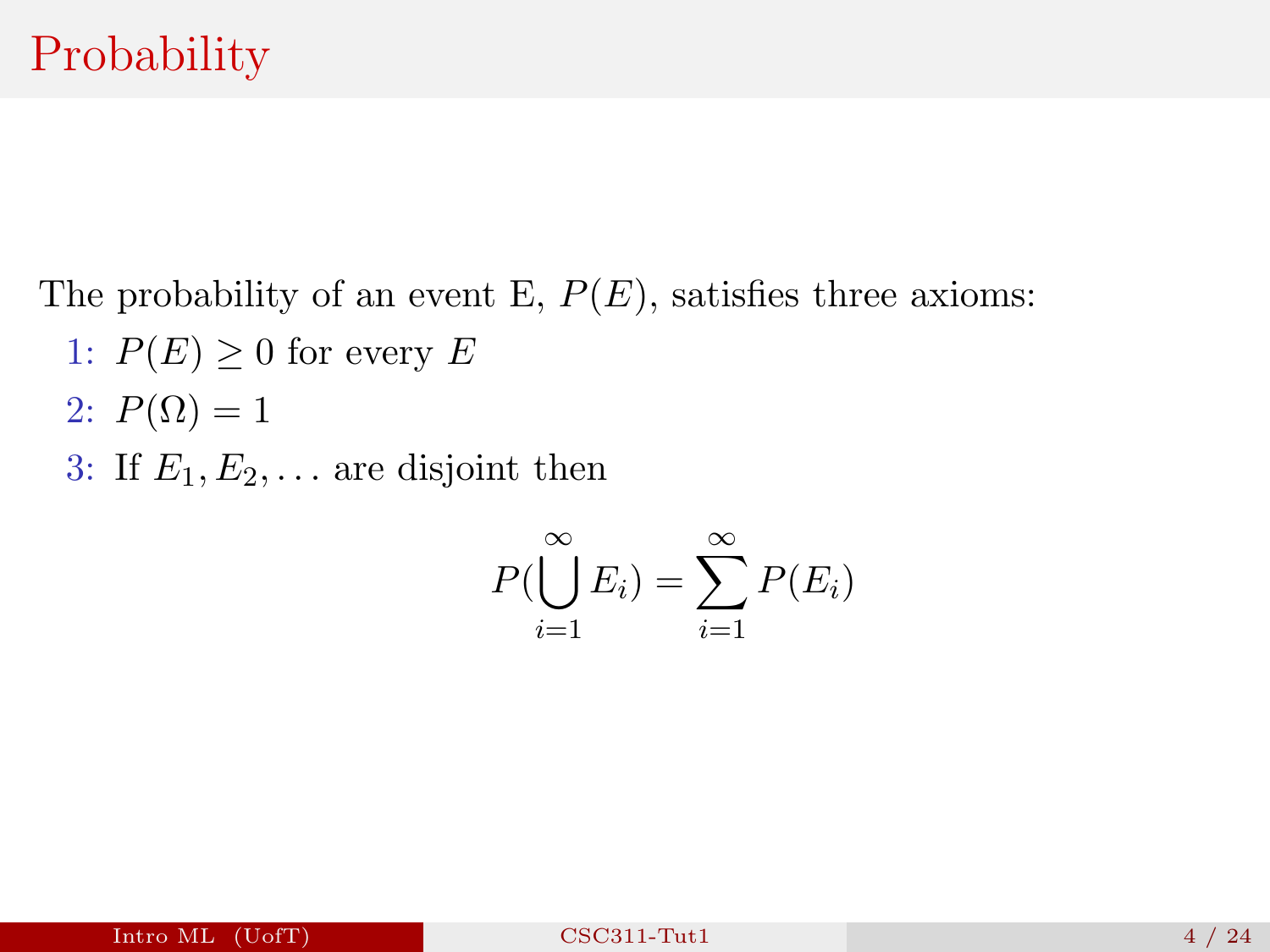# Probability

The probability of an event E, $P(E)$, satisfies three axioms:

1: $P(E) \geq 0$ for every $E$

2: $P(\Omega) = 1$

3: If $E_1, E_2, \ldots$ are disjoint then

$$P(\bigcup_{i=1}^{\infty} E_i) = \sum_{i=1}^{\infty} P(E_i)$$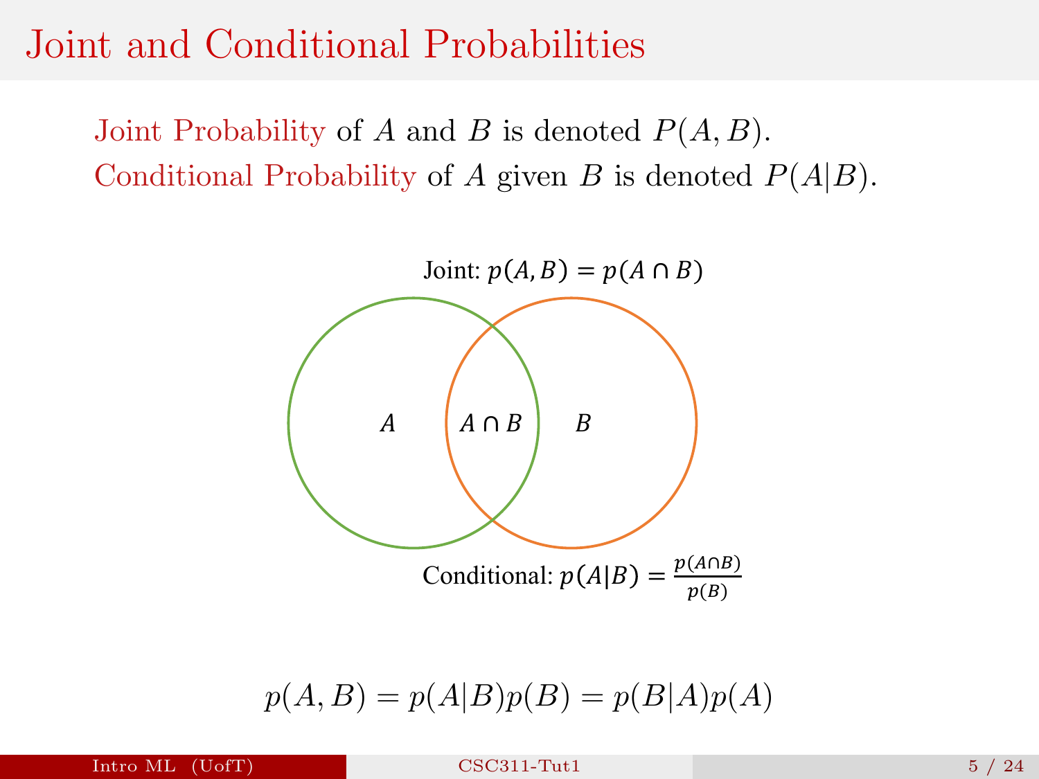# Joint and Conditional Probabilities

Joint Probability of $A$ and $B$ is denoted $P(A, B)$.

Conditional Probability of $A$ given $B$ is denoted $P(A|B)$.

Joint: $p(A, B) = p(A \cap B)$

$A$ $\quad A \cap B \quad$ $B$

Conditional: $p(A|B) = \frac{p(A \cap B)}{p(B)}$

$$p(A, B) = p(A|B)p(B) = p(B|A)p(A)$$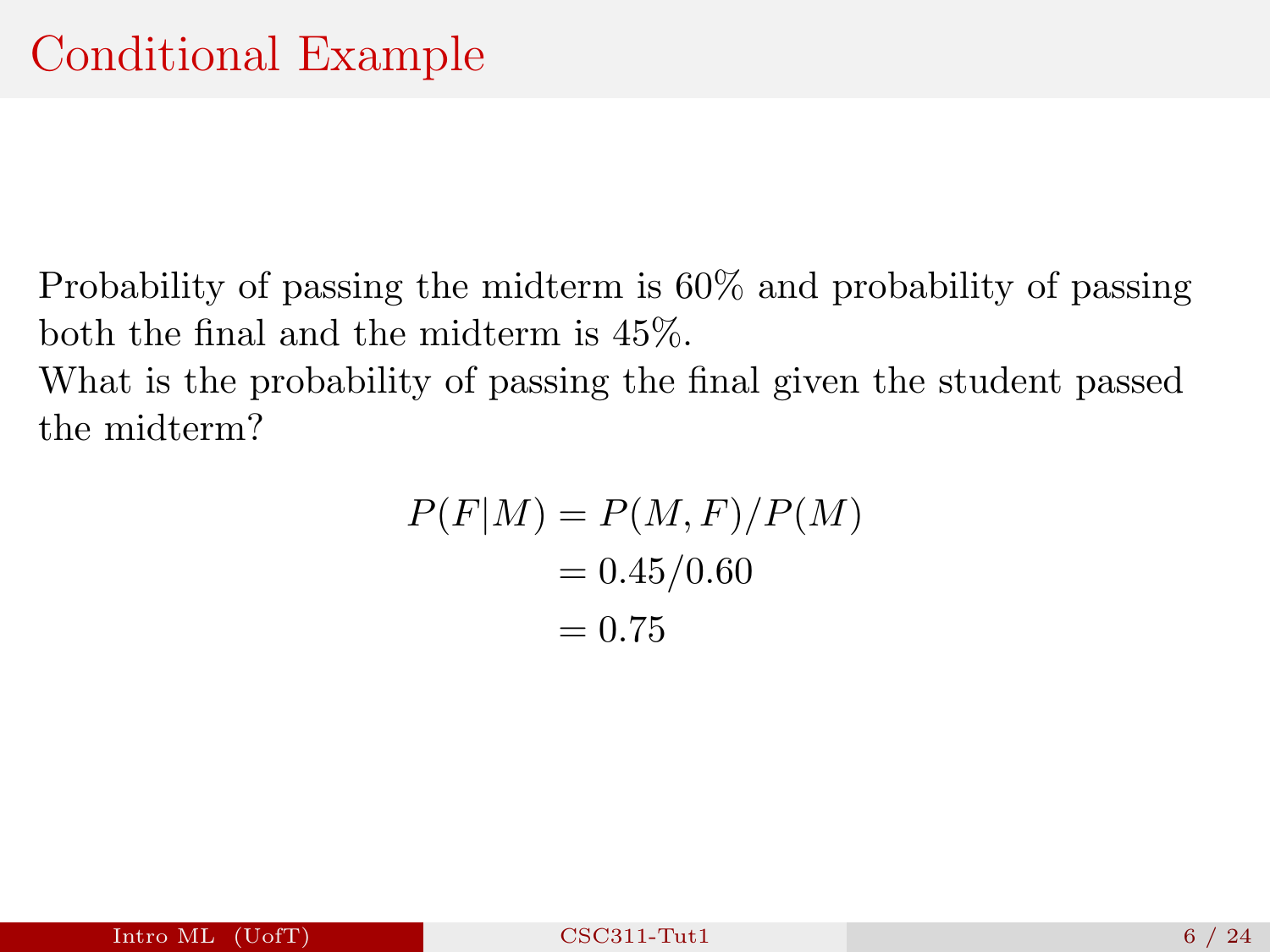# Conditional Example

Probability of passing the midterm is 60% and probability of passing both the final and the midterm is 45%.
What is the probability of passing the final given the student passed the midterm?

$$
\begin{aligned}
P(F|M) &= P(M, F)/P(M) \\
&= 0.45/0.60 \\
&= 0.75
\end{aligned}
$$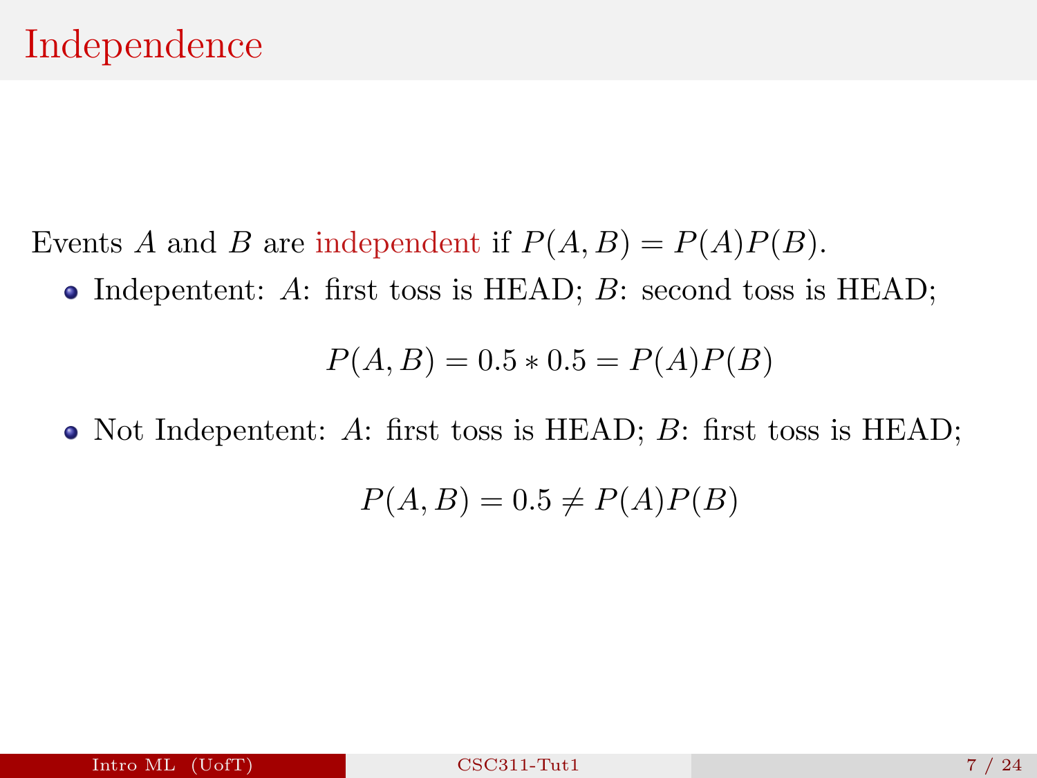# Independence

Events $A$ and $B$ are independent if $P(A, B) = P(A)P(B)$.

- Indepentent: $A$: first toss is HEAD; $B$: second toss is HEAD;

$$P(A, B) = 0.5 * 0.5 = P(A)P(B)$$

- Not Indepentent: $A$: first toss is HEAD; $B$: first toss is HEAD;

$$P(A, B) = 0.5 \neq P(A)P(B)$$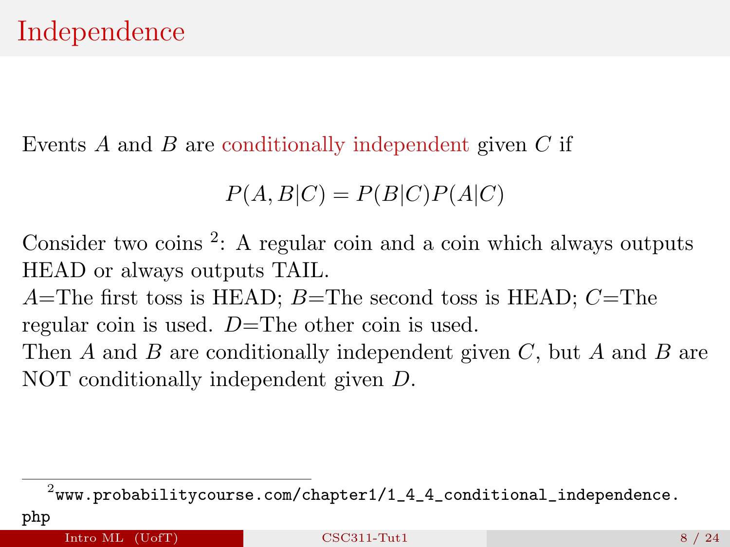# Independence

Events $A$ and $B$ are conditionally independent given $C$ if

$$P(A, B|C) = P(B|C)P(A|C)$$

Consider two coins [2]: A regular coin and a coin which always outputs HEAD or always outputs TAIL.
$A$=The first toss is HEAD; $B$=The second toss is HEAD; $C$=The regular coin is used. $D$=The other coin is used.
Then $A$ and $B$ are conditionally independent given $C$, but $A$ and $B$ are NOT conditionally independent given $D$.

---

[2] `www.probabilitycourse.com/chapter1/1_4_4_conditional_independence.php`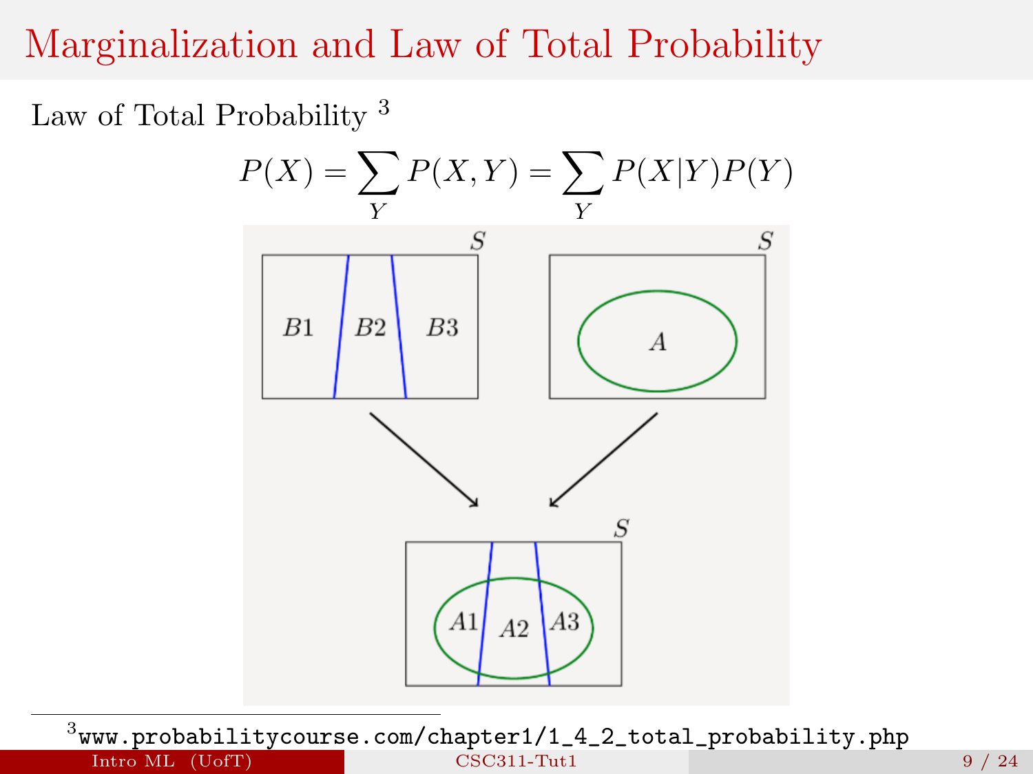# Marginalization and Law of Total Probability

Law of Total Probability [3]

$$P(X) = \sum_{Y} P(X, Y) = \sum_{Y} P(X|Y)P(Y)$$

---

[3] www.probabilitycourse.com/chapter1/1_4_2_total_probability.php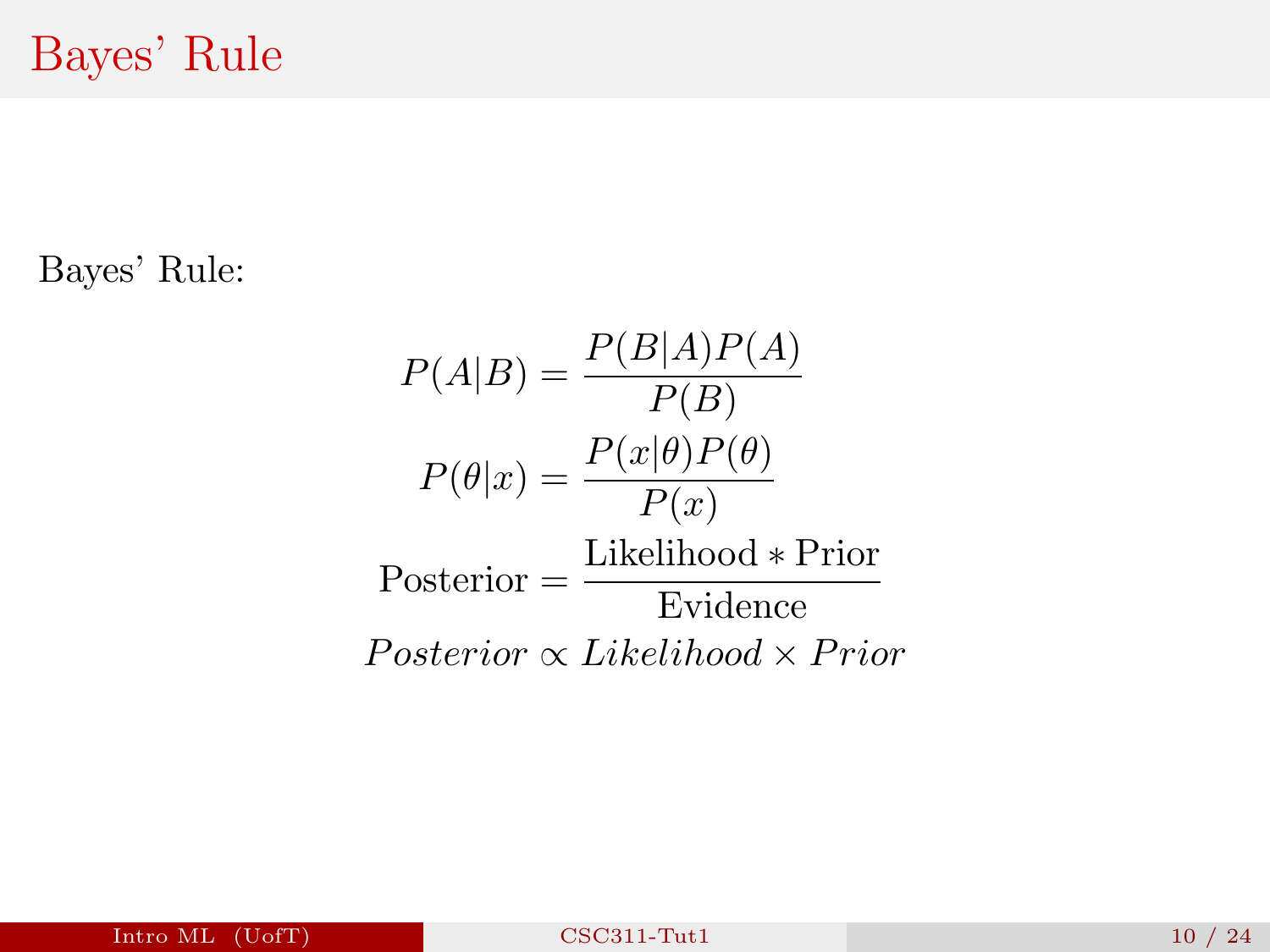# Bayes' Rule

Bayes' Rule:

$$P(A|B) = \frac{P(B|A)P(A)}{P(B)}$$

$$P(\theta|x) = \frac{P(x|\theta)P(\theta)}{P(x)}$$

$$\text{Posterior} = \frac{\text{Likelihood} * \text{Prior}}{\text{Evidence}}$$

$$Posterior \propto Likelihood \times Prior$$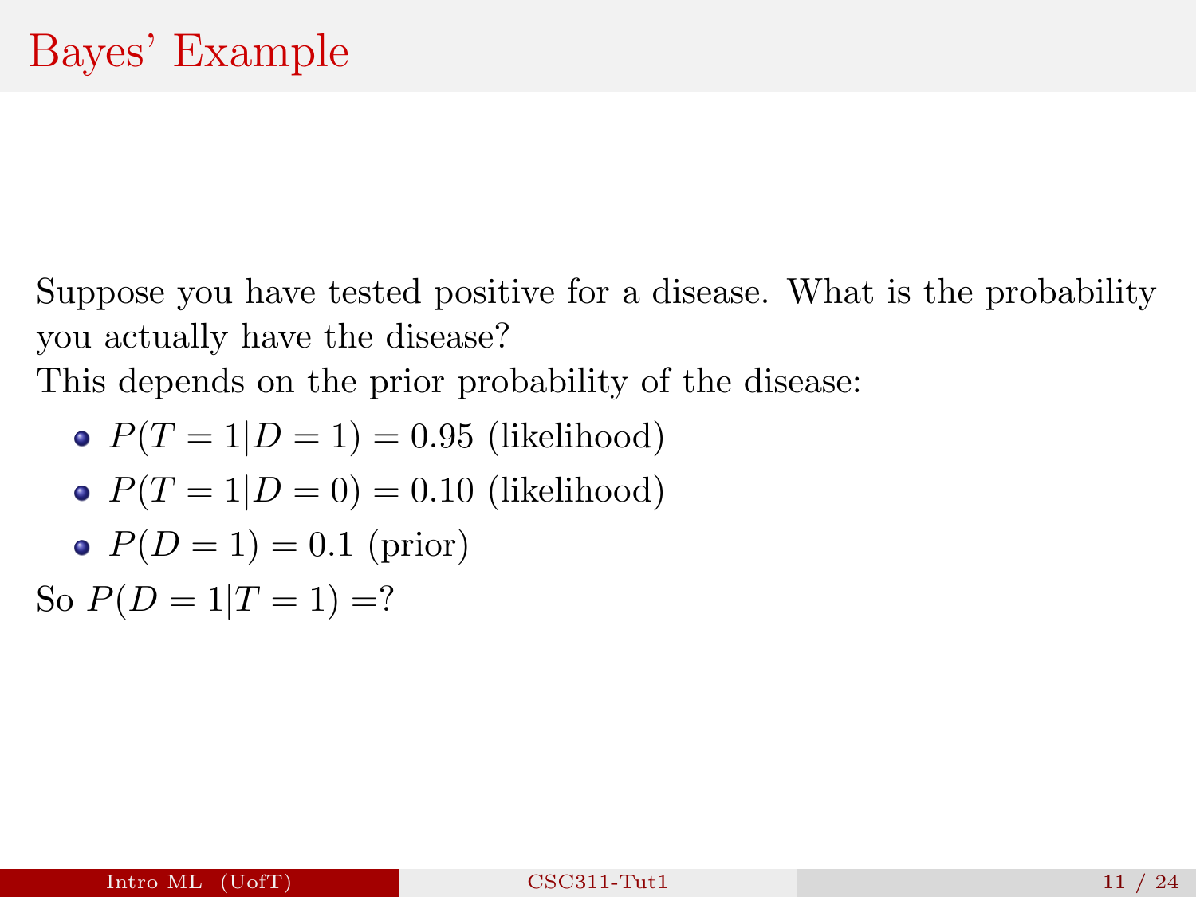# Bayes' Example

Suppose you have tested positive for a disease. What is the probability you actually have the disease?

This depends on the prior probability of the disease:

- $P(T = 1|D = 1) = 0.95$ (likelihood)
- $P(T = 1|D = 0) = 0.10$ (likelihood)
- $P(D = 1) = 0.1$ (prior)

So $P(D = 1|T = 1) =?$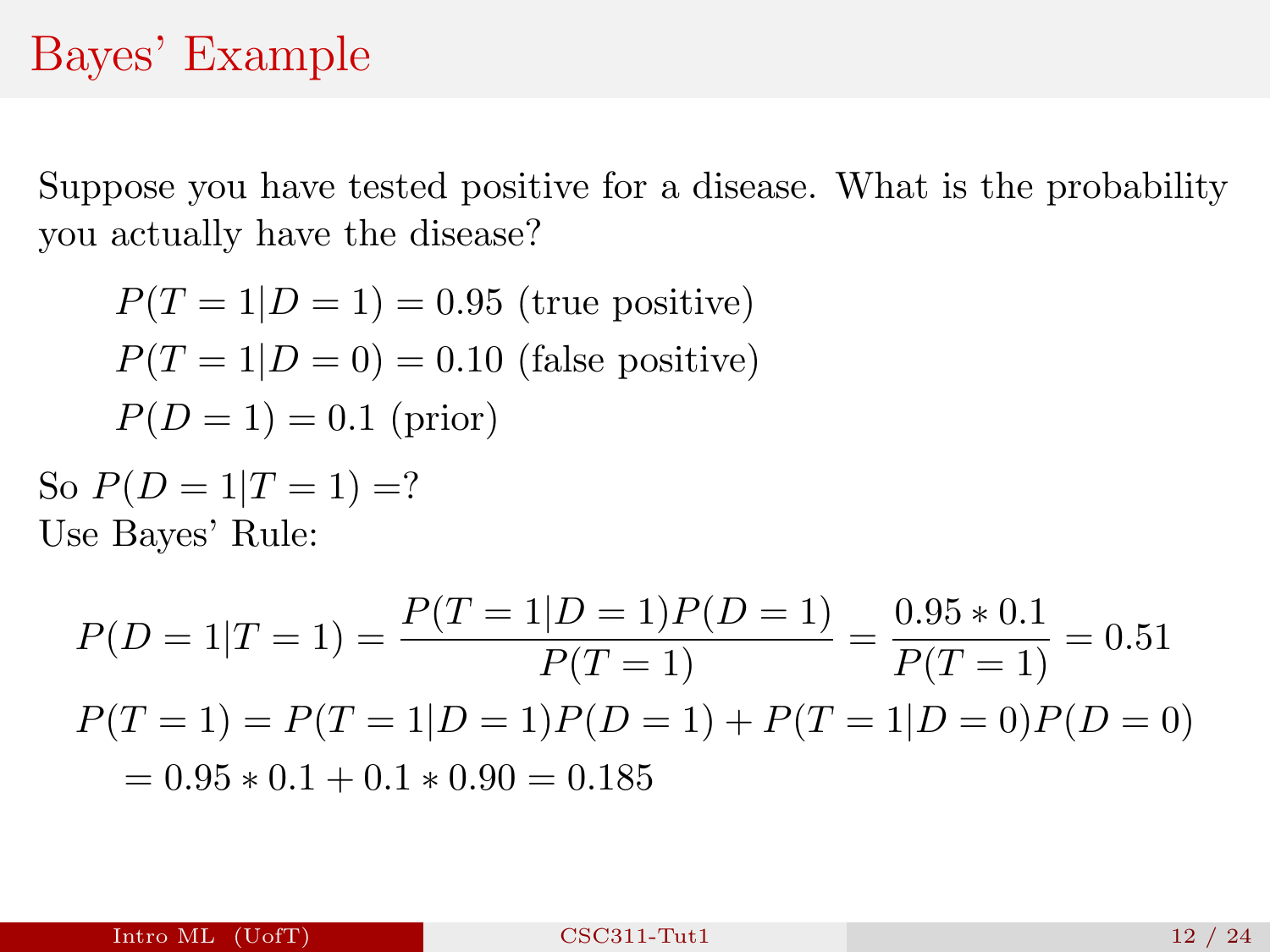# Bayes' Example

Suppose you have tested positive for a disease. What is the probability you actually have the disease?

$$P(T = 1|D = 1) = 0.95 \text{ (true positive)}$$
$$P(T = 1|D = 0) = 0.10 \text{ (false positive)}$$
$$P(D = 1) = 0.1 \text{ (prior)}$$

So $P(D = 1|T = 1) = ?$
Use Bayes' Rule:

$$P(D = 1|T = 1) = \frac{P(T = 1|D = 1)P(D = 1)}{P(T = 1)} = \frac{0.95 * 0.1}{P(T = 1)} = 0.51$$

$$P(T = 1) = P(T = 1|D = 1)P(D = 1) + P(T = 1|D = 0)P(D = 0)$$
$$= 0.95 * 0.1 + 0.1 * 0.90 = 0.185$$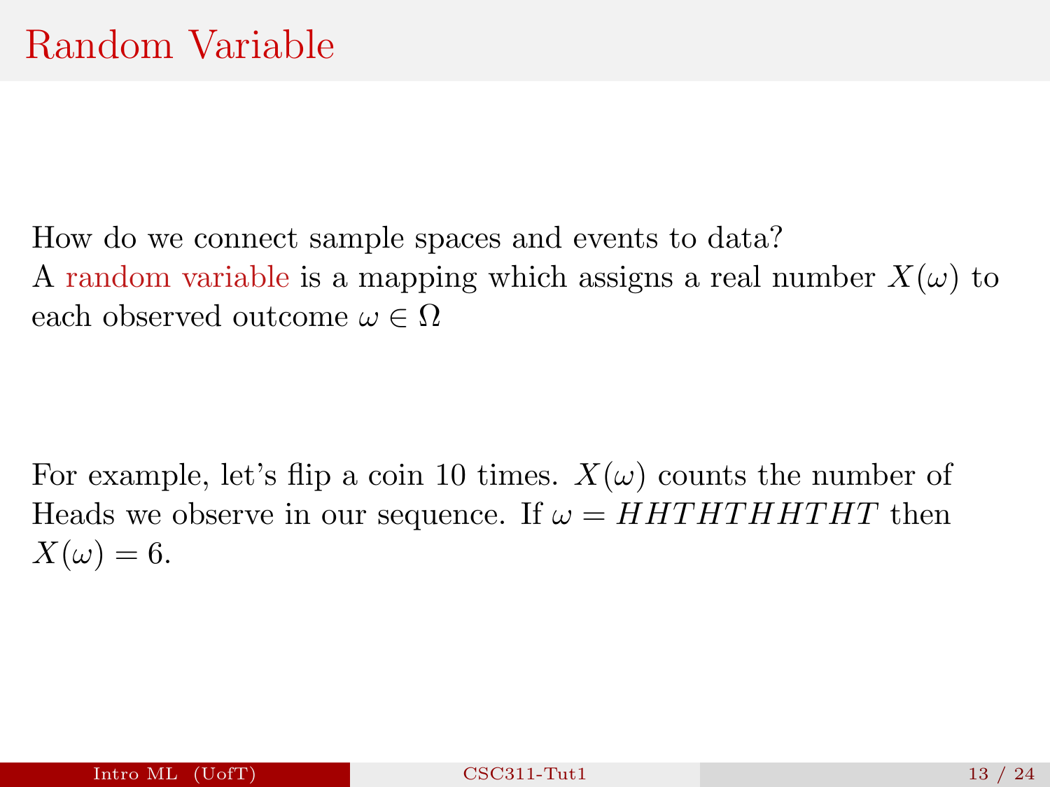# Random Variable

How do we connect sample spaces and events to data?
A random variable is a mapping which assigns a real number $X(\omega)$ to each observed outcome $\omega \in \Omega$

For example, let's flip a coin 10 times. $X(\omega)$ counts the number of Heads we observe in our sequence. If $\omega = HHTHTHHTHT$ then $X(\omega) = 6$.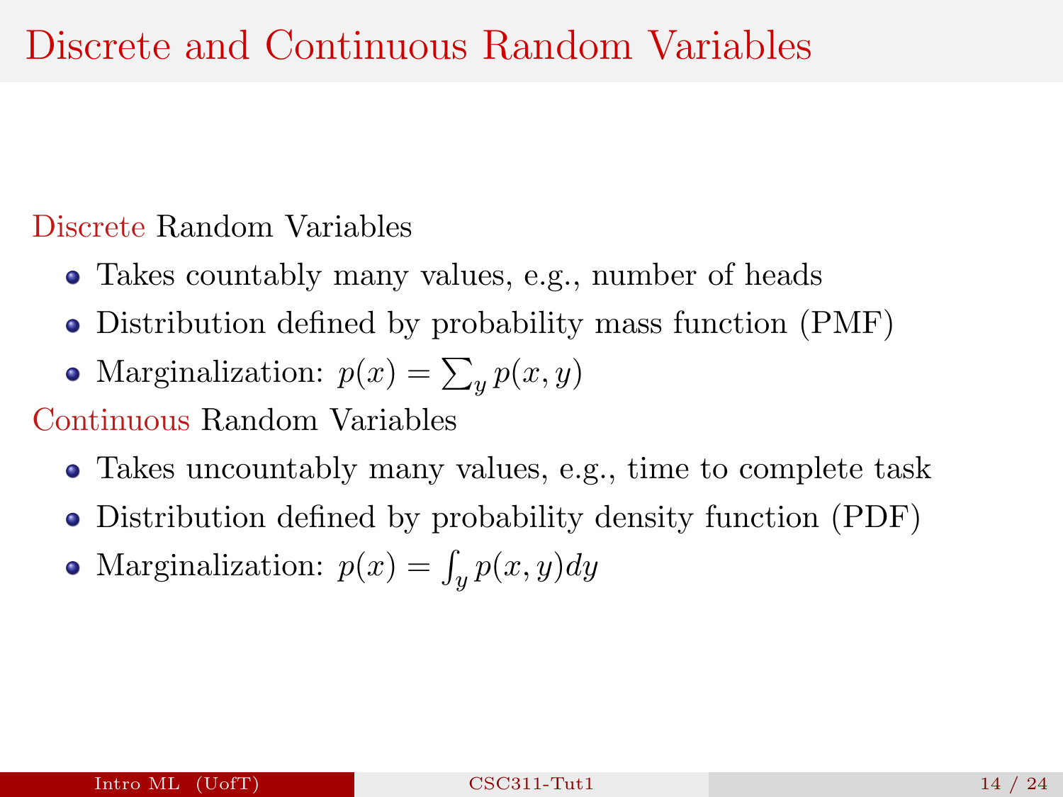# Discrete and Continuous Random Variables

Discrete Random Variables

- Takes countably many values, e.g., number of heads
- Distribution defined by probability mass function (PMF)
- Marginalization: $p(x) = \sum_y p(x, y)$

Continuous Random Variables

- Takes uncountably many values, e.g., time to complete task
- Distribution defined by probability density function (PDF)
- Marginalization: $p(x) = \int_y p(x, y) dy$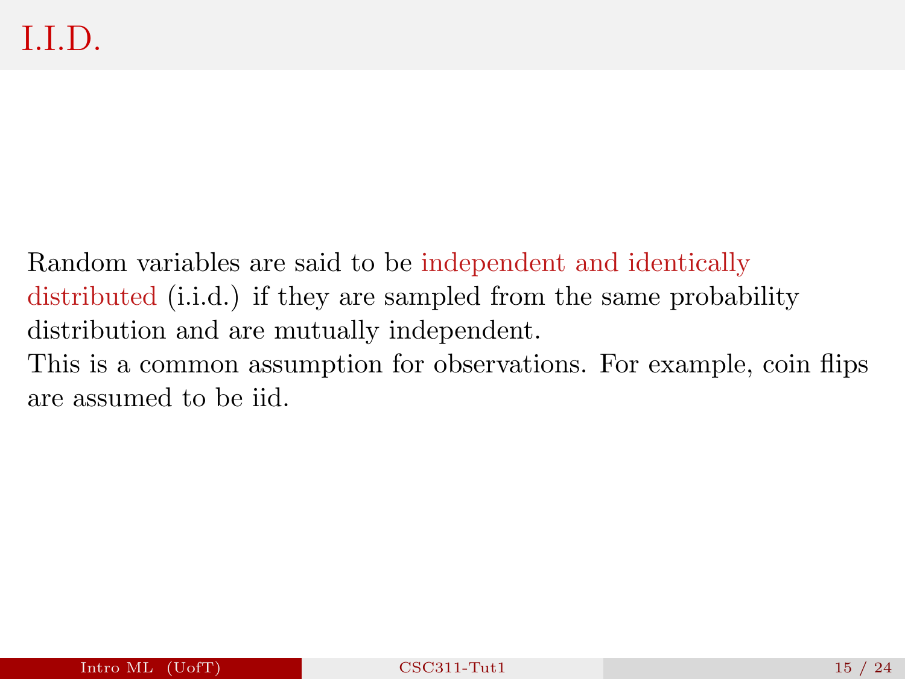# I.I.D.

Random variables are said to be independent and identically distributed (i.i.d.) if they are sampled from the same probability distribution and are mutually independent.

This is a common assumption for observations. For example, coin flips are assumed to be iid.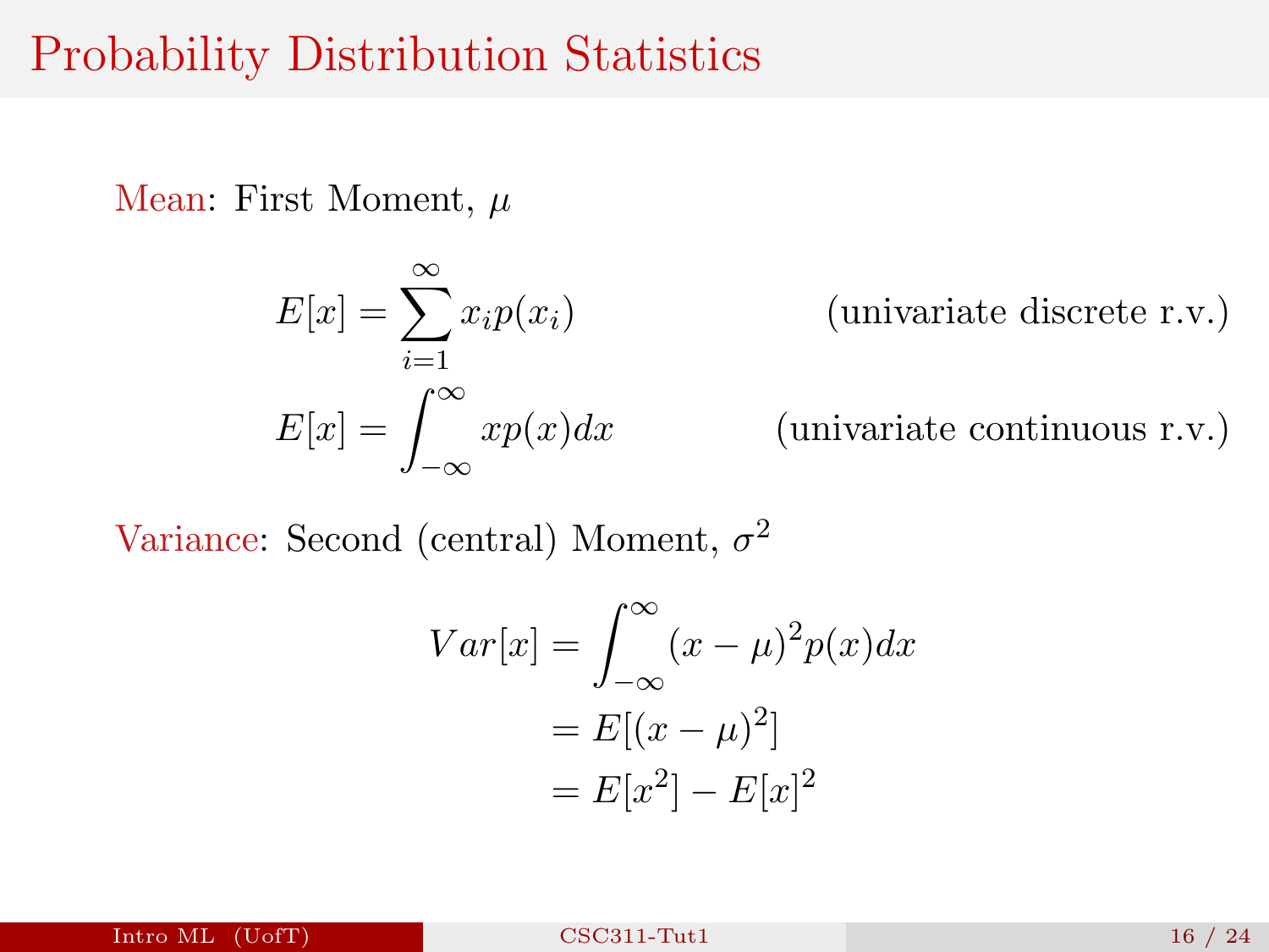# Probability Distribution Statistics

Mean: First Moment, $\mu$

$$E[x] = \sum_{i=1}^{\infty} x_i p(x_i) \qquad \text{(univariate discrete r.v.)}$$

$$E[x] = \int_{-\infty}^{\infty} x p(x) dx \qquad \text{(univariate continuous r.v.)}$$

Variance: Second (central) Moment, $\sigma^2$

$$\begin{aligned} Var[x] &= \int_{-\infty}^{\infty} (x - \mu)^2 p(x) dx \\ &= E[(x - \mu)^2] \\ &= E[x^2] - E[x]^2 \end{aligned}$$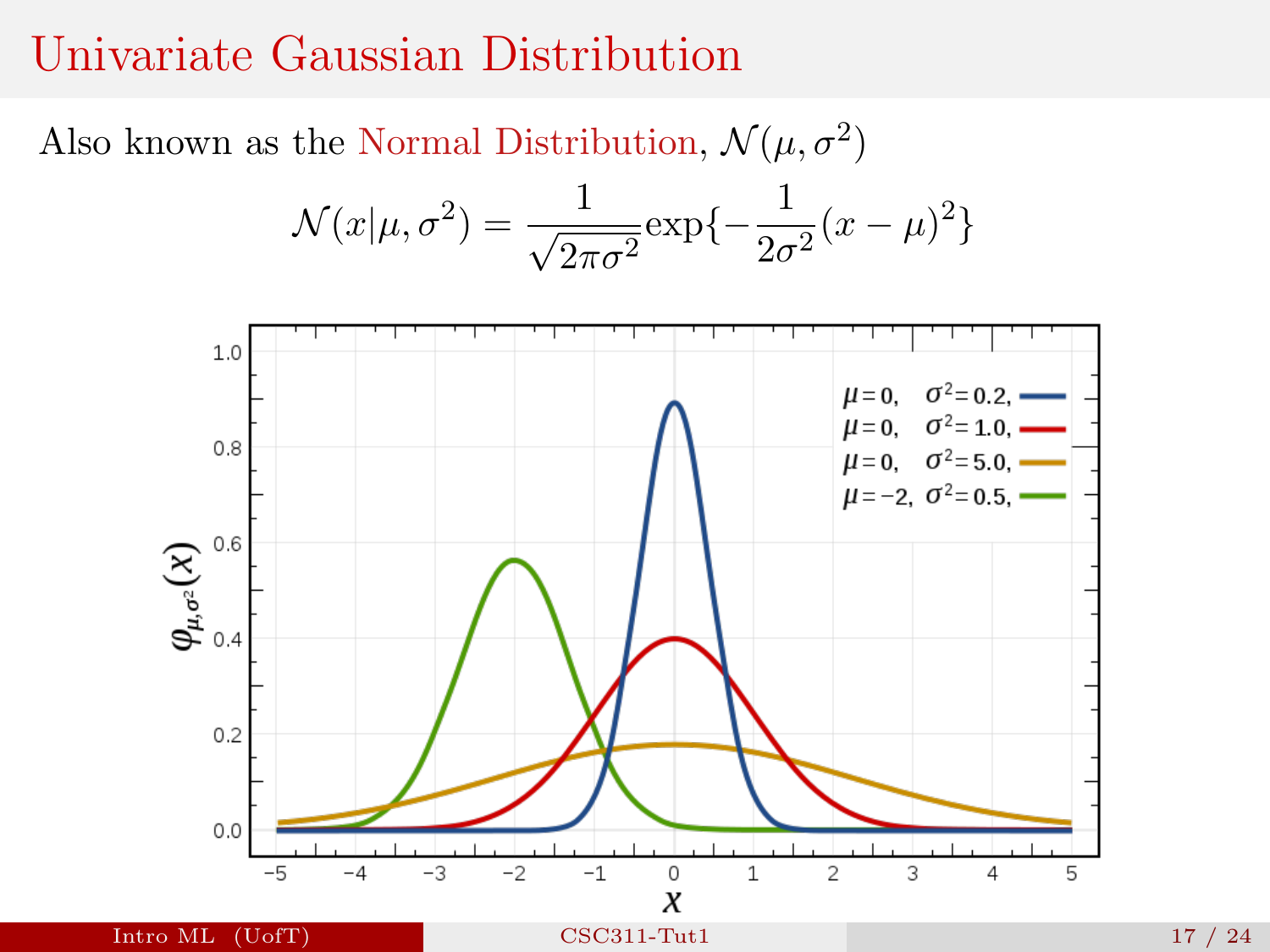# Univariate Gaussian Distribution

Also known as the Normal Distribution, $\mathcal{N}(\mu, \sigma^2)$

$$\mathcal{N}(x|\mu, \sigma^2) = \frac{1}{\sqrt{2\pi\sigma^2}} \exp\{-\frac{1}{2\sigma^2}(x-\mu)^2\}$$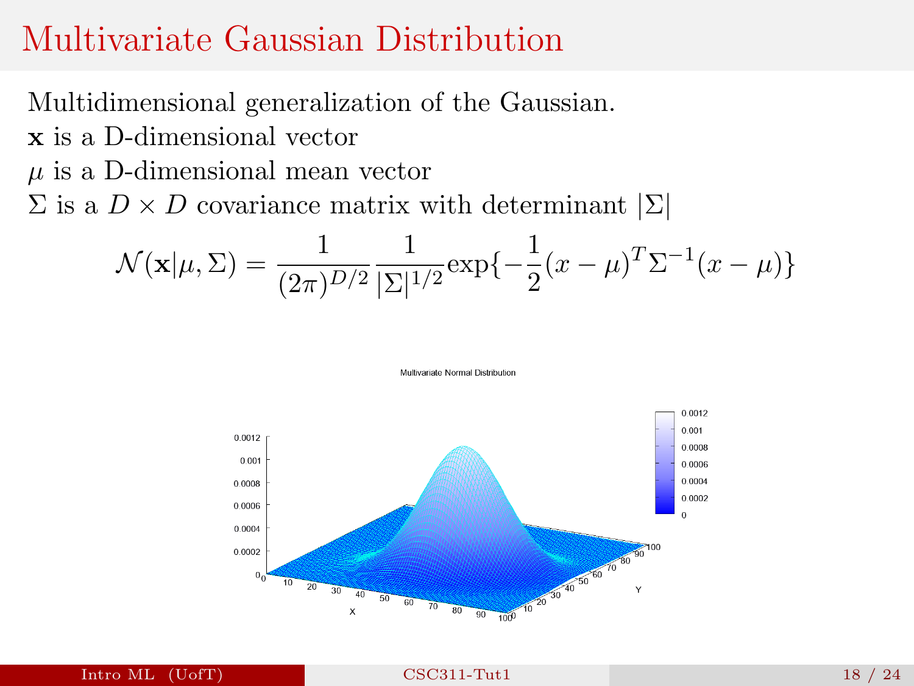# Multivariate Gaussian Distribution

Multidimensional generalization of the Gaussian.

$\mathbf{x}$ is a D-dimensional vector

$\mu$ is a D-dimensional mean vector

$\Sigma$ is a $D \times D$ covariance matrix with determinant $|\Sigma|$

$$\mathcal{N}(\mathbf{x}|\mu, \Sigma) = \frac{1}{(2\pi)^{D/2}} \frac{1}{|\Sigma|^{1/2}} \exp\{-\frac{1}{2}(x-\mu)^T \Sigma^{-1} (x-\mu)\}$$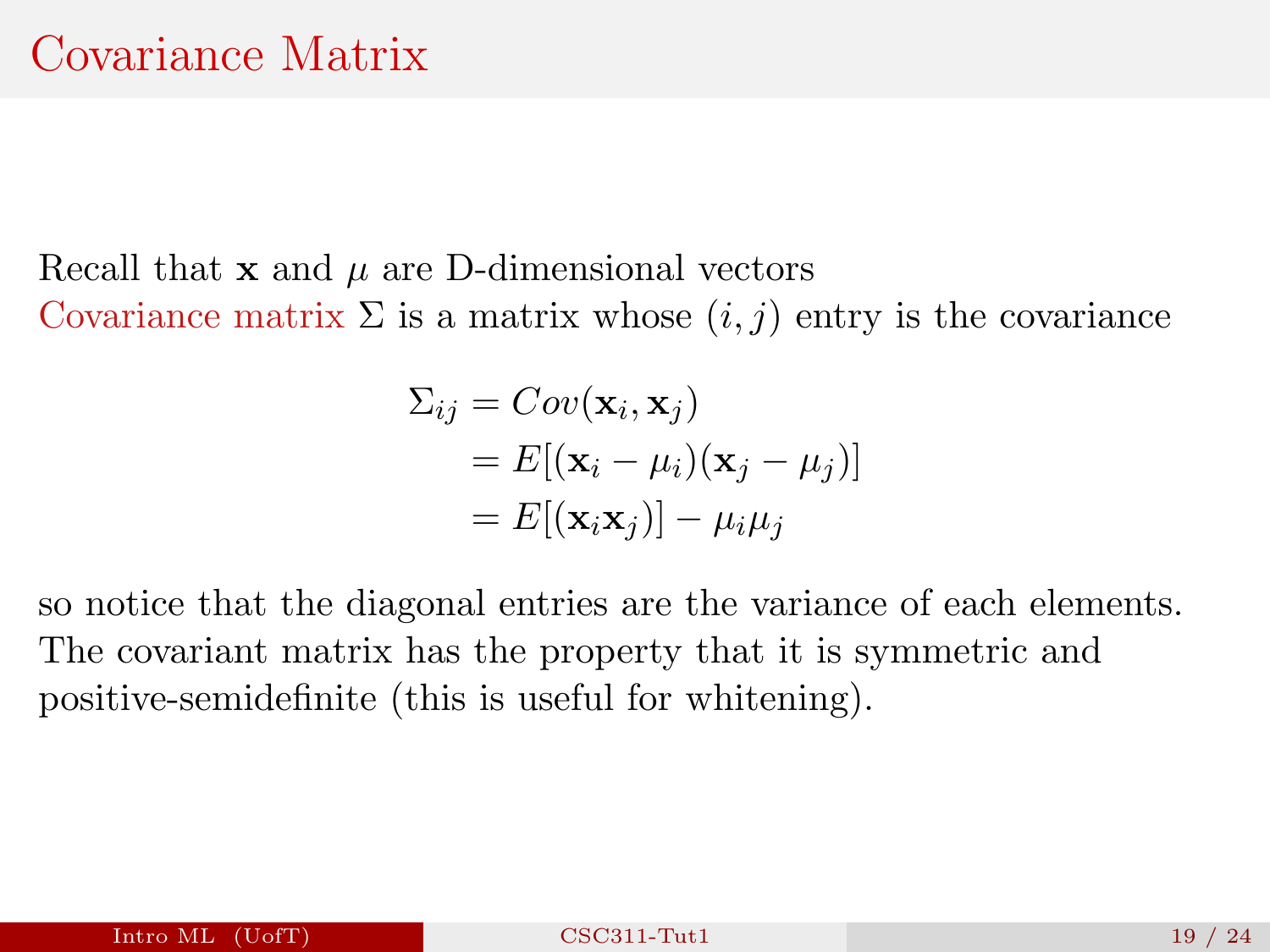# Covariance Matrix

Recall that $\mathbf{x}$ and $\mu$ are D-dimensional vectors
Covariance matrix $\Sigma$ is a matrix whose $(i, j)$ entry is the covariance

$$
\begin{aligned}
\Sigma_{ij} &= Cov(\mathbf{x}_i, \mathbf{x}_j) \\
&= E[(\mathbf{x}_i - \mu_i)(\mathbf{x}_j - \mu_j)] \\
&= E[(\mathbf{x}_i \mathbf{x}_j)] - \mu_i \mu_j
\end{aligned}
$$

so notice that the diagonal entries are the variance of each elements. The covariant matrix has the property that it is symmetric and positive-semidefinite (this is useful for whitening).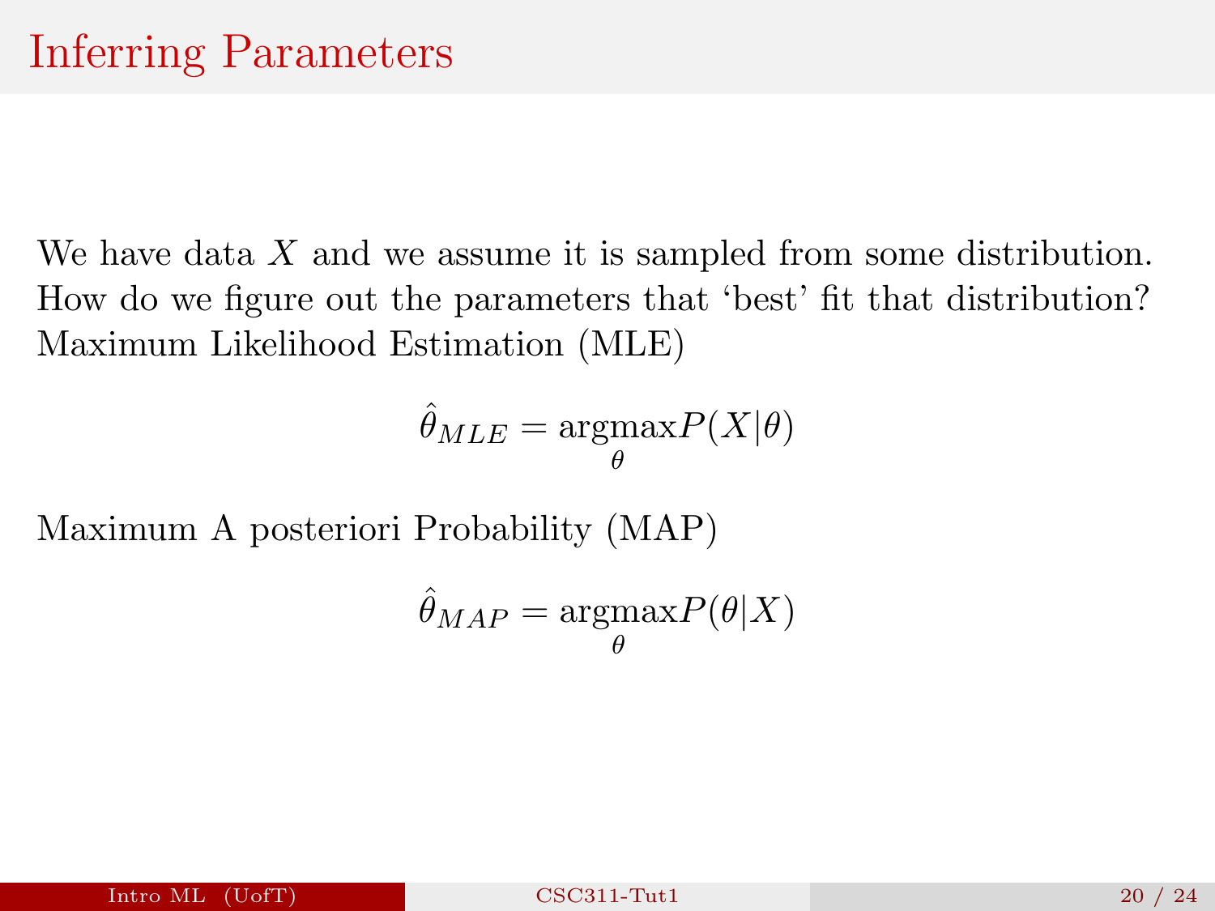# Inferring Parameters

We have data $X$ and we assume it is sampled from some distribution. How do we figure out the parameters that 'best' fit that distribution? Maximum Likelihood Estimation (MLE)

$$\hat{\theta}_{MLE} = \underset{\theta}{\text{argmax}} P(X|\theta)$$

Maximum A posteriori Probability (MAP)

$$\hat{\theta}_{MAP} = \underset{\theta}{\text{argmax}} P(\theta|X)$$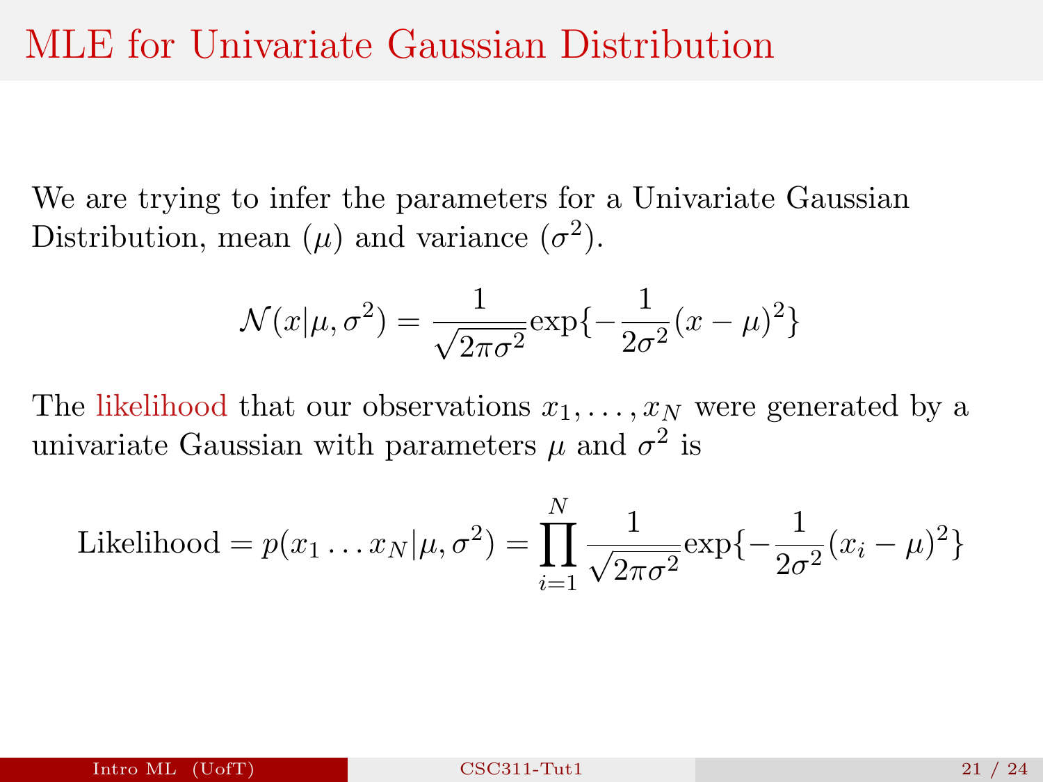# MLE for Univariate Gaussian Distribution

We are trying to infer the parameters for a Univariate Gaussian Distribution, mean ($\mu$) and variance ($\sigma^2$).

$$\mathcal{N}(x|\mu, \sigma^2) = \frac{1}{\sqrt{2\pi\sigma^2}} \exp\{-\frac{1}{2\sigma^2}(x-\mu)^2\}$$

The likelihood that our observations $x_1, \ldots, x_N$ were generated by a univariate Gaussian with parameters $\mu$ and $\sigma^2$ is

$$\text{Likelihood} = p(x_1 \ldots x_N|\mu, \sigma^2) = \prod_{i=1}^{N} \frac{1}{\sqrt{2\pi\sigma^2}} \exp\{-\frac{1}{2\sigma^2}(x_i-\mu)^2\}$$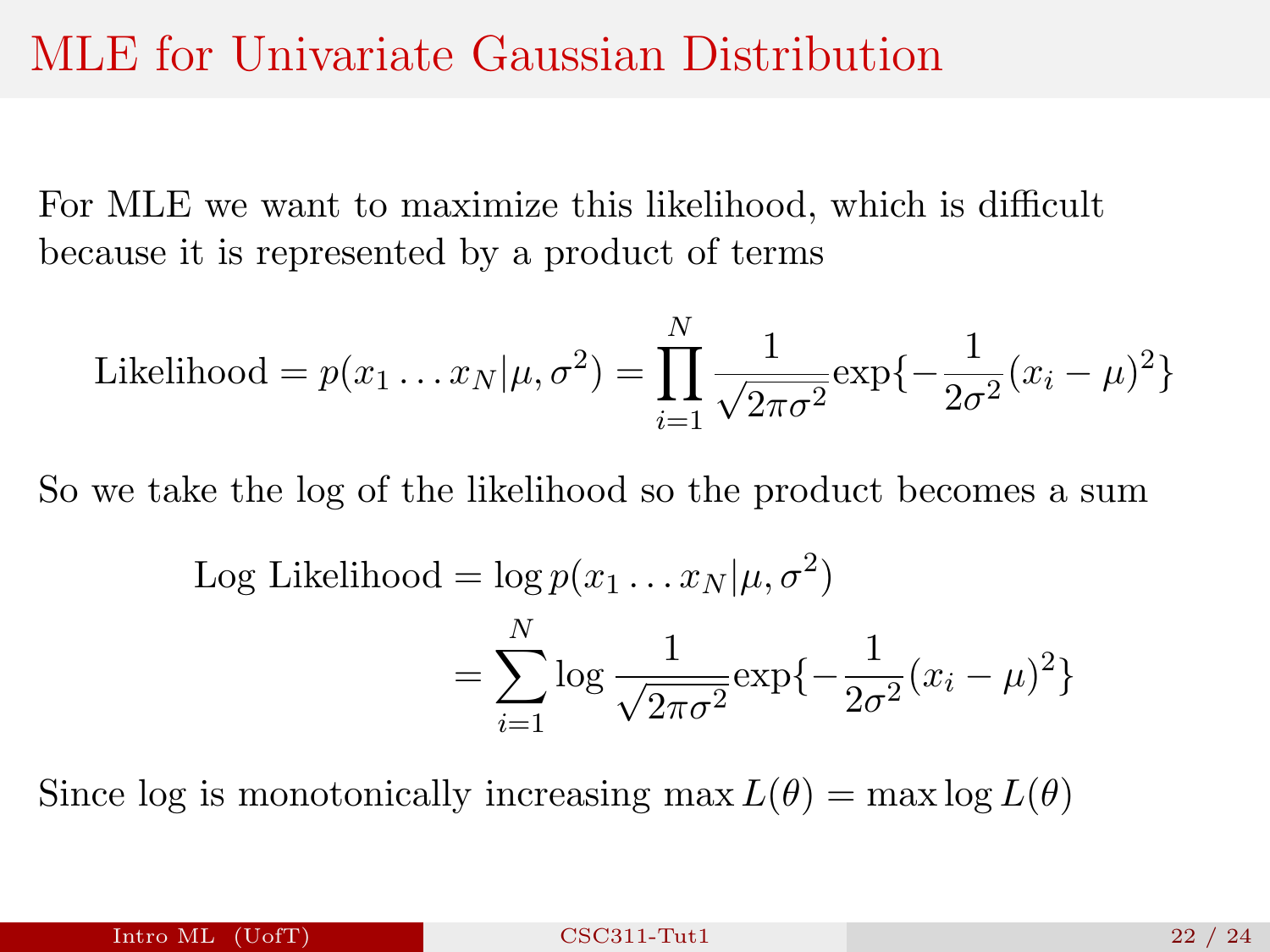# MLE for Univariate Gaussian Distribution

For MLE we want to maximize this likelihood, which is difficult because it is represented by a product of terms

$$\text{Likelihood} = p(x_1 \ldots x_N | \mu, \sigma^2) = \prod_{i=1}^{N} \frac{1}{\sqrt{2\pi\sigma^2}} \exp\{-\frac{1}{2\sigma^2}(x_i - \mu)^2\}$$

So we take the log of the likelihood so the product becomes a sum

$$\begin{aligned}\text{Log Likelihood} &= \log p(x_1 \ldots x_N | \mu, \sigma^2) \\ &= \sum_{i=1}^{N} \log \frac{1}{\sqrt{2\pi\sigma^2}} \exp\{-\frac{1}{2\sigma^2}(x_i - \mu)^2\}\end{aligned}$$

Since log is monotonically increasing $\max L(\theta) = \max \log L(\theta)$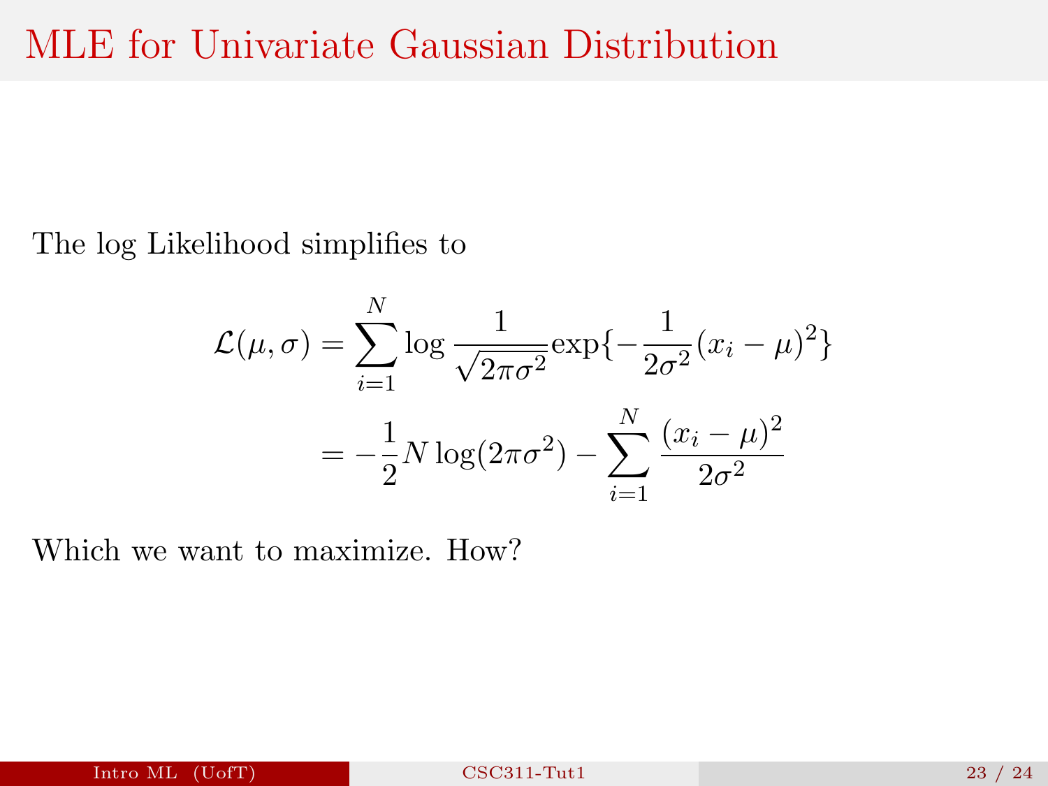# MLE for Univariate Gaussian Distribution

The log Likelihood simplifies to

$$
\begin{aligned}
\mathcal{L}(\mu, \sigma) &= \sum_{i=1}^{N} \log \frac{1}{\sqrt{2\pi\sigma^2}} \exp\{-\frac{1}{2\sigma^2}(x_i - \mu)^2\} \\
&= -\frac{1}{2} N \log(2\pi\sigma^2) - \sum_{i=1}^{N} \frac{(x_i - \mu)^2}{2\sigma^2}
\end{aligned}
$$

Which we want to maximize. How?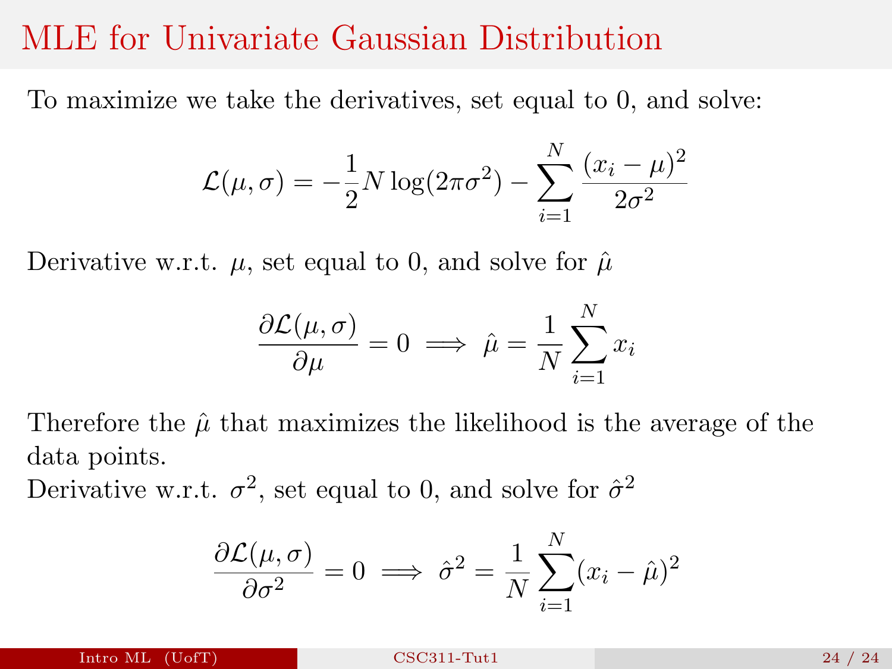# MLE for Univariate Gaussian Distribution

To maximize we take the derivatives, set equal to 0, and solve:

$$\mathcal{L}(\mu, \sigma) = -\frac{1}{2} N \log(2\pi\sigma^2) - \sum_{i=1}^{N} \frac{(x_i - \mu)^2}{2\sigma^2}$$

Derivative w.r.t. $\mu$, set equal to 0, and solve for $\hat{\mu}$

$$\frac{\partial \mathcal{L}(\mu, \sigma)}{\partial \mu} = 0 \implies \hat{\mu} = \frac{1}{N} \sum_{i=1}^{N} x_i$$

Therefore the $\hat{\mu}$ that maximizes the likelihood is the average of the data points.

Derivative w.r.t. $\sigma^2$, set equal to 0, and solve for $\hat{\sigma}^2$

$$\frac{\partial \mathcal{L}(\mu, \sigma)}{\partial \sigma^2} = 0 \implies \hat{\sigma}^2 = \frac{1}{N} \sum_{i=1}^{N} (x_i - \hat{\mu})^2$$